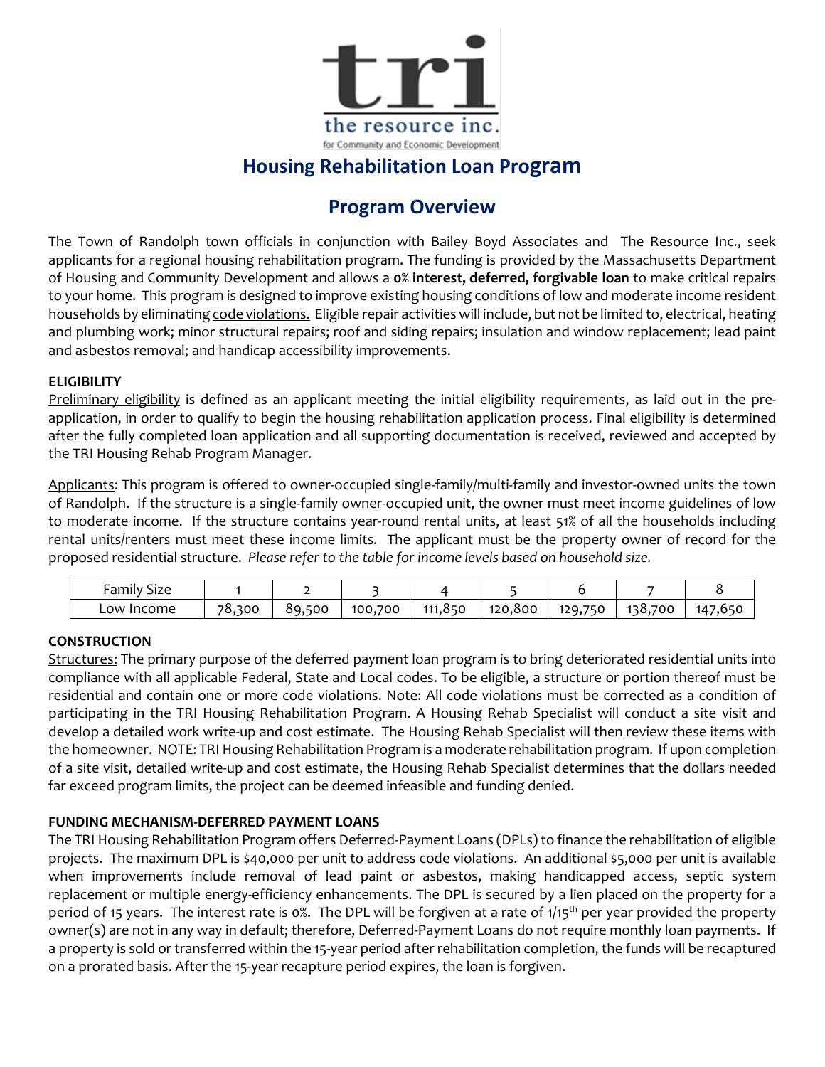tri

the resource inc.

for Community and Economic Development

# Housing Rehabilitation Loan Program

## Program Overview

The Town of Randolph town officials in conjunction with Bailey Boyd Associates and The Resource Inc., seek applicants for a regional housing rehabilitation program. The funding is provided by the Massachusetts Department of Housing and Community Development and allows a **0% interest, deferred, forgivable loan** to make critical repairs to your home. This program is designed to improve existing housing conditions of low and moderate income resident households by eliminating code violations. Eligible repair activities will include, but not be limited to, electrical, heating and plumbing work; minor structural repairs; roof and siding repairs; insulation and window replacement; lead paint and asbestos removal; and handicap accessibility improvements.

**ELIGIBILITY**

Preliminary eligibility is defined as an applicant meeting the initial eligibility requirements, as laid out in the pre-application, in order to qualify to begin the housing rehabilitation application process. Final eligibility is determined after the fully completed loan application and all supporting documentation is received, reviewed and accepted by the TRI Housing Rehab Program Manager.

Applicants: This program is offered to owner-occupied single-family/multi-family and investor-owned units the town of Randolph. If the structure is a single-family owner-occupied unit, the owner must meet income guidelines of low to moderate income. If the structure contains year-round rental units, at least 51% of all the households including rental units/renters must meet these income limits. The applicant must be the property owner of record for the proposed residential structure. *Please refer to the table for income levels based on household size.*

| Family Size | 1 | 2 | 3 | 4 | 5 | 6 | 7 | 8 |
|---|---|---|---|---|---|---|---|---|
| Low Income | 78,300 | 89,500 | 100,700 | 111,850 | 120,800 | 129,750 | 138,700 | 147,650 |

**CONSTRUCTION**

Structures: The primary purpose of the deferred payment loan program is to bring deteriorated residential units into compliance with all applicable Federal, State and Local codes. To be eligible, a structure or portion thereof must be residential and contain one or more code violations. Note: All code violations must be corrected as a condition of participating in the TRI Housing Rehabilitation Program. A Housing Rehab Specialist will conduct a site visit and develop a detailed work write-up and cost estimate. The Housing Rehab Specialist will then review these items with the homeowner. NOTE: TRI Housing Rehabilitation Program is a moderate rehabilitation program. If upon completion of a site visit, detailed write-up and cost estimate, the Housing Rehab Specialist determines that the dollars needed far exceed program limits, the project can be deemed infeasible and funding denied.

**FUNDING MECHANISM-DEFERRED PAYMENT LOANS**

The TRI Housing Rehabilitation Program offers Deferred-Payment Loans (DPLs) to finance the rehabilitation of eligible projects. The maximum DPL is $40,000 per unit to address code violations. An additional $5,000 per unit is available when improvements include removal of lead paint or asbestos, making handicapped access, septic system replacement or multiple energy-efficiency enhancements. The DPL is secured by a lien placed on the property for a period of 15 years. The interest rate is 0%. The DPL will be forgiven at a rate of 1/15th per year provided the property owner(s) are not in any way in default; therefore, Deferred-Payment Loans do not require monthly loan payments. If a property is sold or transferred within the 15-year period after rehabilitation completion, the funds will be recaptured on a prorated basis. After the 15-year recapture period expires, the loan is forgiven.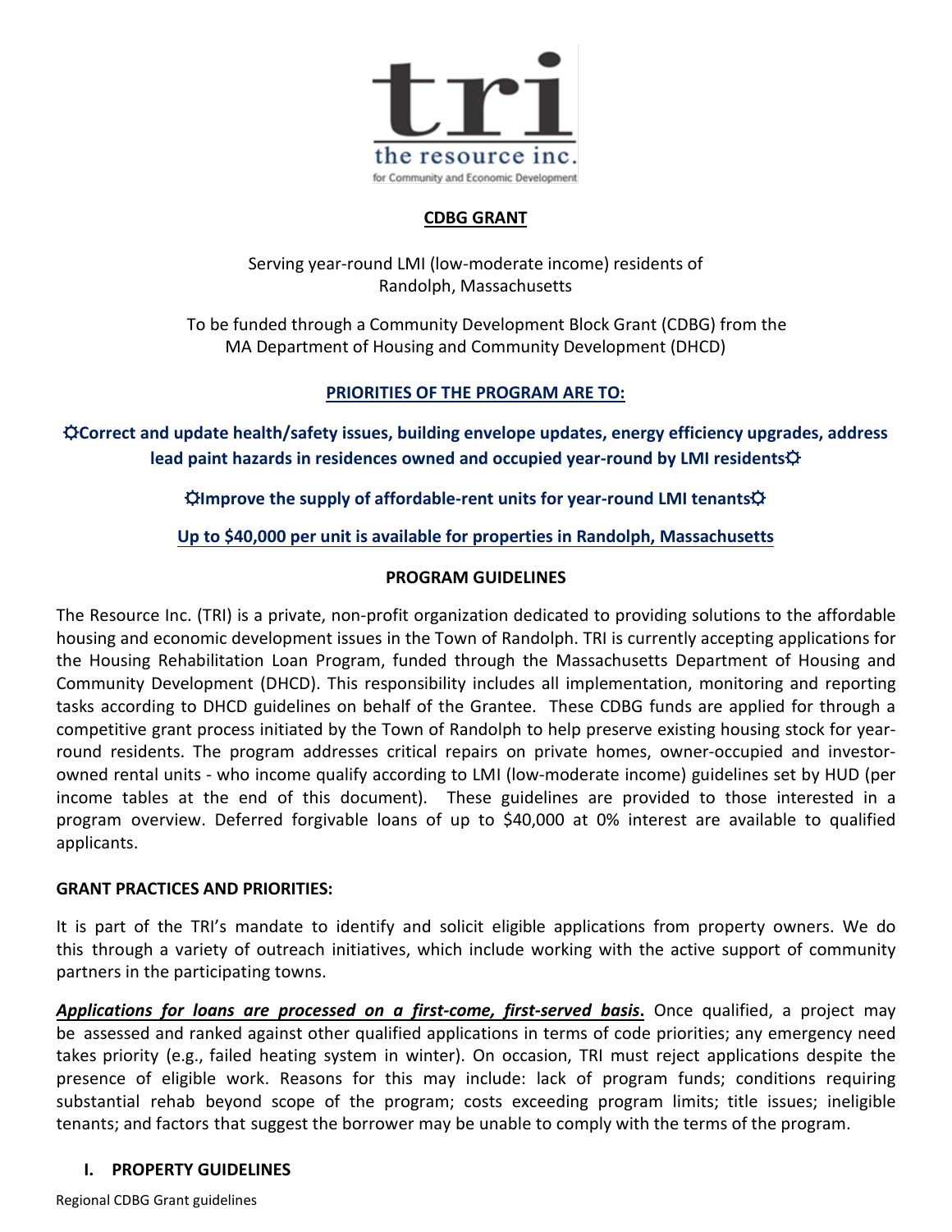tri
the resource inc.
for Community and Economic Development

**CDBG GRANT**

Serving year-round LMI (low-moderate income) residents of
Randolph, Massachusetts

To be funded through a Community Development Block Grant (CDBG) from the
MA Department of Housing and Community Development (DHCD)

**PRIORITIES OF THE PROGRAM ARE TO:**

**☼Correct and update health/safety issues, building envelope updates, energy efficiency upgrades, address lead paint hazards in residences owned and occupied year-round by LMI residents☼**

**☼Improve the supply of affordable-rent units for year-round LMI tenants☼**

**Up to $40,000 per unit is available for properties in Randolph, Massachusetts**

**PROGRAM GUIDELINES**

The Resource Inc. (TRI) is a private, non-profit organization dedicated to providing solutions to the affordable housing and economic development issues in the Town of Randolph. TRI is currently accepting applications for the Housing Rehabilitation Loan Program, funded through the Massachusetts Department of Housing and Community Development (DHCD). This responsibility includes all implementation, monitoring and reporting tasks according to DHCD guidelines on behalf of the Grantee. These CDBG funds are applied for through a competitive grant process initiated by the Town of Randolph to help preserve existing housing stock for year-round residents. The program addresses critical repairs on private homes, owner-occupied and investor-owned rental units - who income qualify according to LMI (low-moderate income) guidelines set by HUD (per income tables at the end of this document). These guidelines are provided to those interested in a program overview. Deferred forgivable loans of up to $40,000 at 0% interest are available to qualified applicants.

**GRANT PRACTICES AND PRIORITIES:**

It is part of the TRI's mandate to identify and solicit eligible applications from property owners. We do this through a variety of outreach initiatives, which include working with the active support of community partners in the participating towns.

***Applications for loans are processed on a first-come, first-served basis*.** Once qualified, a project may be assessed and ranked against other qualified applications in terms of code priorities; any emergency need takes priority (e.g., failed heating system in winter). On occasion, TRI must reject applications despite the presence of eligible work. Reasons for this may include: lack of program funds; conditions requiring substantial rehab beyond scope of the program; costs exceeding program limits; title issues; ineligible tenants; and factors that suggest the borrower may be unable to comply with the terms of the program.

## I. PROPERTY GUIDELINES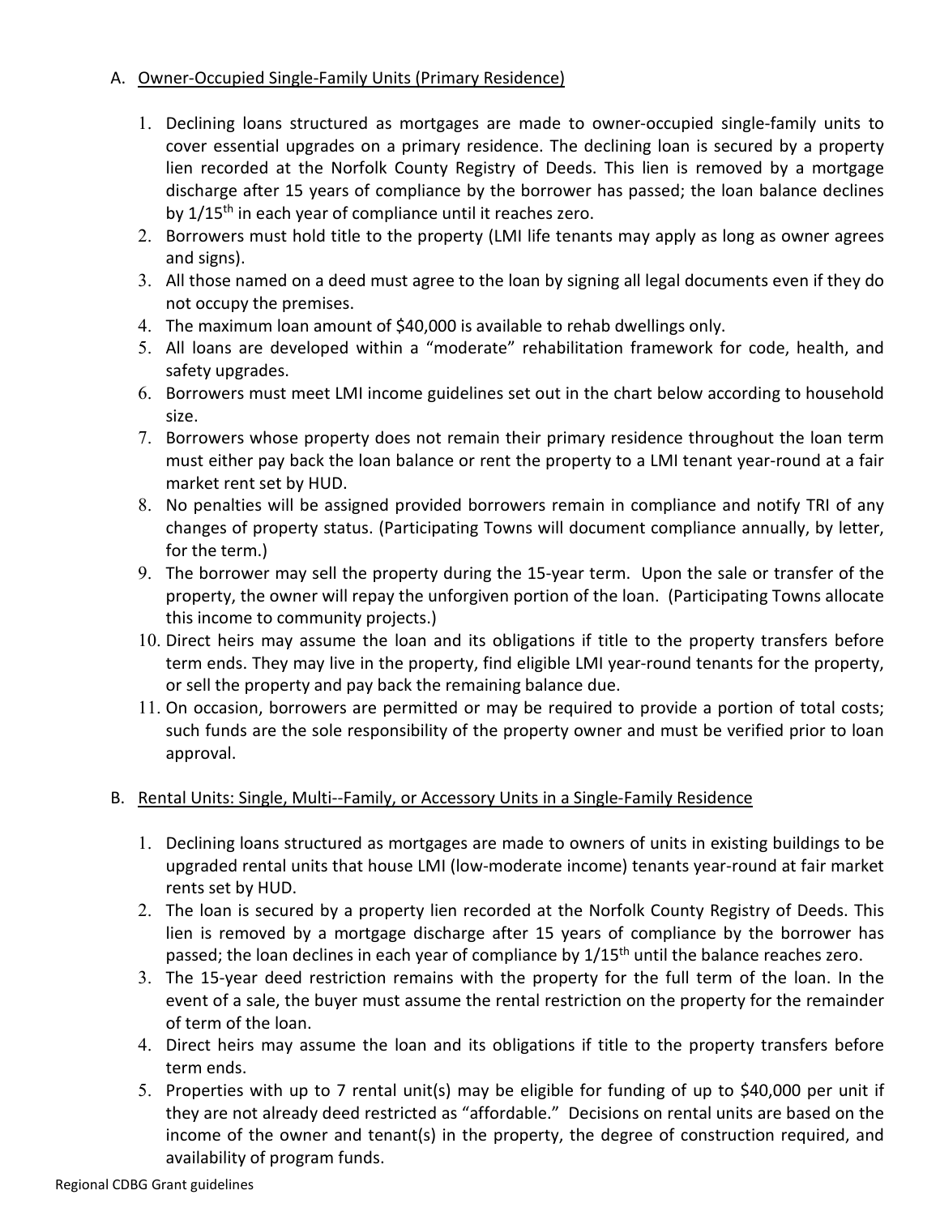A. Owner-Occupied Single-Family Units (Primary Residence)

1. Declining loans structured as mortgages are made to owner-occupied single-family units to cover essential upgrades on a primary residence. The declining loan is secured by a property lien recorded at the Norfolk County Registry of Deeds. This lien is removed by a mortgage discharge after 15 years of compliance by the borrower has passed; the loan balance declines by 1/15th in each year of compliance until it reaches zero.
2. Borrowers must hold title to the property (LMI life tenants may apply as long as owner agrees and signs).
3. All those named on a deed must agree to the loan by signing all legal documents even if they do not occupy the premises.
4. The maximum loan amount of $40,000 is available to rehab dwellings only.
5. All loans are developed within a "moderate" rehabilitation framework for code, health, and safety upgrades.
6. Borrowers must meet LMI income guidelines set out in the chart below according to household size.
7. Borrowers whose property does not remain their primary residence throughout the loan term must either pay back the loan balance or rent the property to a LMI tenant year-round at a fair market rent set by HUD.
8. No penalties will be assigned provided borrowers remain in compliance and notify TRI of any changes of property status. (Participating Towns will document compliance annually, by letter, for the term.)
9. The borrower may sell the property during the 15-year term. Upon the sale or transfer of the property, the owner will repay the unforgiven portion of the loan. (Participating Towns allocate this income to community projects.)
10. Direct heirs may assume the loan and its obligations if title to the property transfers before term ends. They may live in the property, find eligible LMI year-round tenants for the property, or sell the property and pay back the remaining balance due.
11. On occasion, borrowers are permitted or may be required to provide a portion of total costs; such funds are the sole responsibility of the property owner and must be verified prior to loan approval.

B. Rental Units: Single, Multi--Family, or Accessory Units in a Single-Family Residence

1. Declining loans structured as mortgages are made to owners of units in existing buildings to be upgraded rental units that house LMI (low-moderate income) tenants year-round at fair market rents set by HUD.
2. The loan is secured by a property lien recorded at the Norfolk County Registry of Deeds. This lien is removed by a mortgage discharge after 15 years of compliance by the borrower has passed; the loan declines in each year of compliance by 1/15th until the balance reaches zero.
3. The 15-year deed restriction remains with the property for the full term of the loan. In the event of a sale, the buyer must assume the rental restriction on the property for the remainder of term of the loan.
4. Direct heirs may assume the loan and its obligations if title to the property transfers before term ends.
5. Properties with up to 7 rental unit(s) may be eligible for funding of up to $40,000 per unit if they are not already deed restricted as "affordable." Decisions on rental units are based on the income of the owner and tenant(s) in the property, the degree of construction required, and availability of program funds.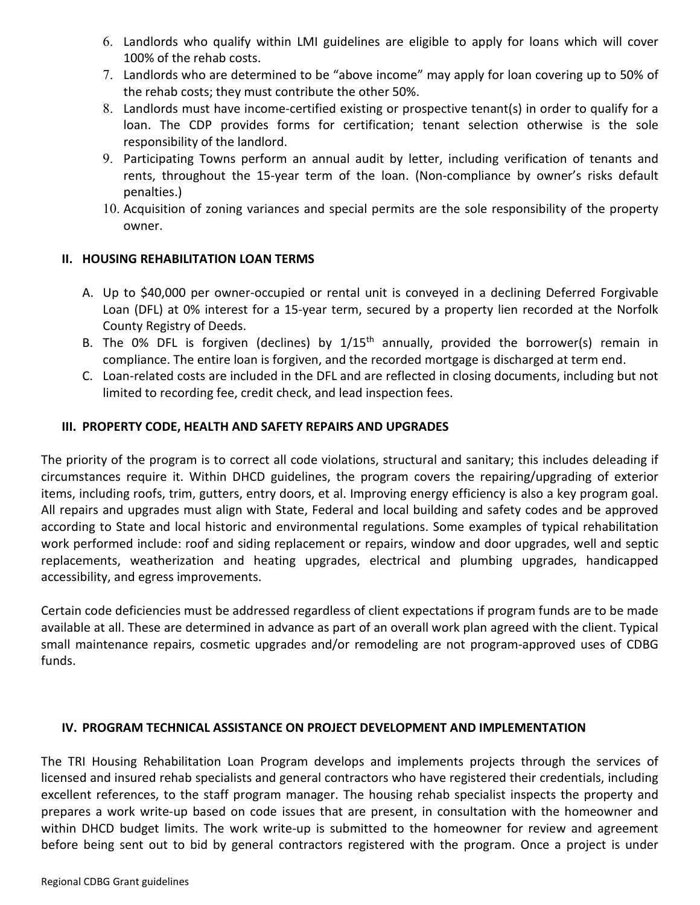6. Landlords who qualify within LMI guidelines are eligible to apply for loans which will cover 100% of the rehab costs.
7. Landlords who are determined to be "above income" may apply for loan covering up to 50% of the rehab costs; they must contribute the other 50%.
8. Landlords must have income-certified existing or prospective tenant(s) in order to qualify for a loan. The CDP provides forms for certification; tenant selection otherwise is the sole responsibility of the landlord.
9. Participating Towns perform an annual audit by letter, including verification of tenants and rents, throughout the 15-year term of the loan. (Non-compliance by owner's risks default penalties.)
10. Acquisition of zoning variances and special permits are the sole responsibility of the property owner.

## II. HOUSING REHABILITATION LOAN TERMS

A. Up to $40,000 per owner-occupied or rental unit is conveyed in a declining Deferred Forgivable Loan (DFL) at 0% interest for a 15-year term, secured by a property lien recorded at the Norfolk County Registry of Deeds.

B. The 0% DFL is forgiven (declines) by 1/15th annually, provided the borrower(s) remain in compliance. The entire loan is forgiven, and the recorded mortgage is discharged at term end.

C. Loan-related costs are included in the DFL and are reflected in closing documents, including but not limited to recording fee, credit check, and lead inspection fees.

## III. PROPERTY CODE, HEALTH AND SAFETY REPAIRS AND UPGRADES

The priority of the program is to correct all code violations, structural and sanitary; this includes deleading if circumstances require it. Within DHCD guidelines, the program covers the repairing/upgrading of exterior items, including roofs, trim, gutters, entry doors, et al. Improving energy efficiency is also a key program goal. All repairs and upgrades must align with State, Federal and local building and safety codes and be approved according to State and local historic and environmental regulations. Some examples of typical rehabilitation work performed include: roof and siding replacement or repairs, window and door upgrades, well and septic replacements, weatherization and heating upgrades, electrical and plumbing upgrades, handicapped accessibility, and egress improvements.

Certain code deficiencies must be addressed regardless of client expectations if program funds are to be made available at all. These are determined in advance as part of an overall work plan agreed with the client. Typical small maintenance repairs, cosmetic upgrades and/or remodeling are not program-approved uses of CDBG funds.

## IV. PROGRAM TECHNICAL ASSISTANCE ON PROJECT DEVELOPMENT AND IMPLEMENTATION

The TRI Housing Rehabilitation Loan Program develops and implements projects through the services of licensed and insured rehab specialists and general contractors who have registered their credentials, including excellent references, to the staff program manager. The housing rehab specialist inspects the property and prepares a work write-up based on code issues that are present, in consultation with the homeowner and within DHCD budget limits. The work write-up is submitted to the homeowner for review and agreement before being sent out to bid by general contractors registered with the program. Once a project is under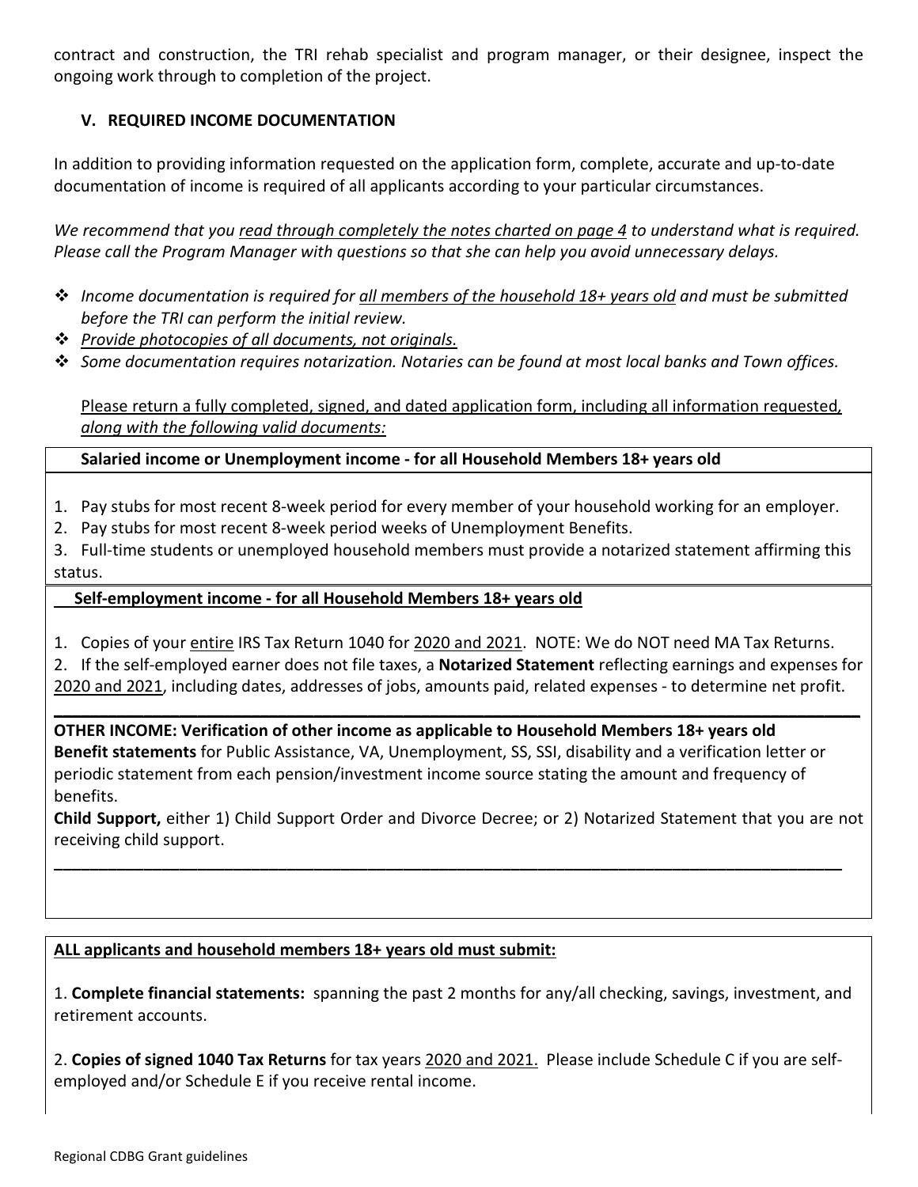contract and construction, the TRI rehab specialist and program manager, or their designee, inspect the ongoing work through to completion of the project.

## V. REQUIRED INCOME DOCUMENTATION

In addition to providing information requested on the application form, complete, accurate and up-to-date documentation of income is required of all applicants according to your particular circumstances.

*We recommend that you read through completely the notes charted on page 4 to understand what is required. Please call the Program Manager with questions so that she can help you avoid unnecessary delays.*

- *Income documentation is required for all members of the household 18+ years old and must be submitted before the TRI can perform the initial review.*
- *Provide photocopies of all documents, not originals.*
- *Some documentation requires notarization. Notaries can be found at most local banks and Town offices.*

Please return a fully completed, signed, and dated application form, including all information requested, *along with the following valid documents:*

**Salaried income or Unemployment income - for all Household Members 18+ years old**

1. Pay stubs for most recent 8-week period for every member of your household working for an employer.
2. Pay stubs for most recent 8-week period weeks of Unemployment Benefits.
3. Full-time students or unemployed household members must provide a notarized statement affirming this status.

**Self-employment income - for all Household Members 18+ years old**

1. Copies of your entire IRS Tax Return 1040 for 2020 and 2021. NOTE: We do NOT need MA Tax Returns.
2. If the self-employed earner does not file taxes, a **Notarized Statement** reflecting earnings and expenses for 2020 and 2021, including dates, addresses of jobs, amounts paid, related expenses - to determine net profit.

**OTHER INCOME: Verification of other income as applicable to Household Members 18+ years old**
**Benefit statements** for Public Assistance, VA, Unemployment, SS, SSI, disability and a verification letter or periodic statement from each pension/investment income source stating the amount and frequency of benefits.
**Child Support,** either 1) Child Support Order and Divorce Decree; or 2) Notarized Statement that you are not receiving child support.

**ALL applicants and household members 18+ years old must submit:**

1. **Complete financial statements:** spanning the past 2 months for any/all checking, savings, investment, and retirement accounts.

2. **Copies of signed 1040 Tax Returns** for tax years 2020 and 2021. Please include Schedule C if you are self-employed and/or Schedule E if you receive rental income.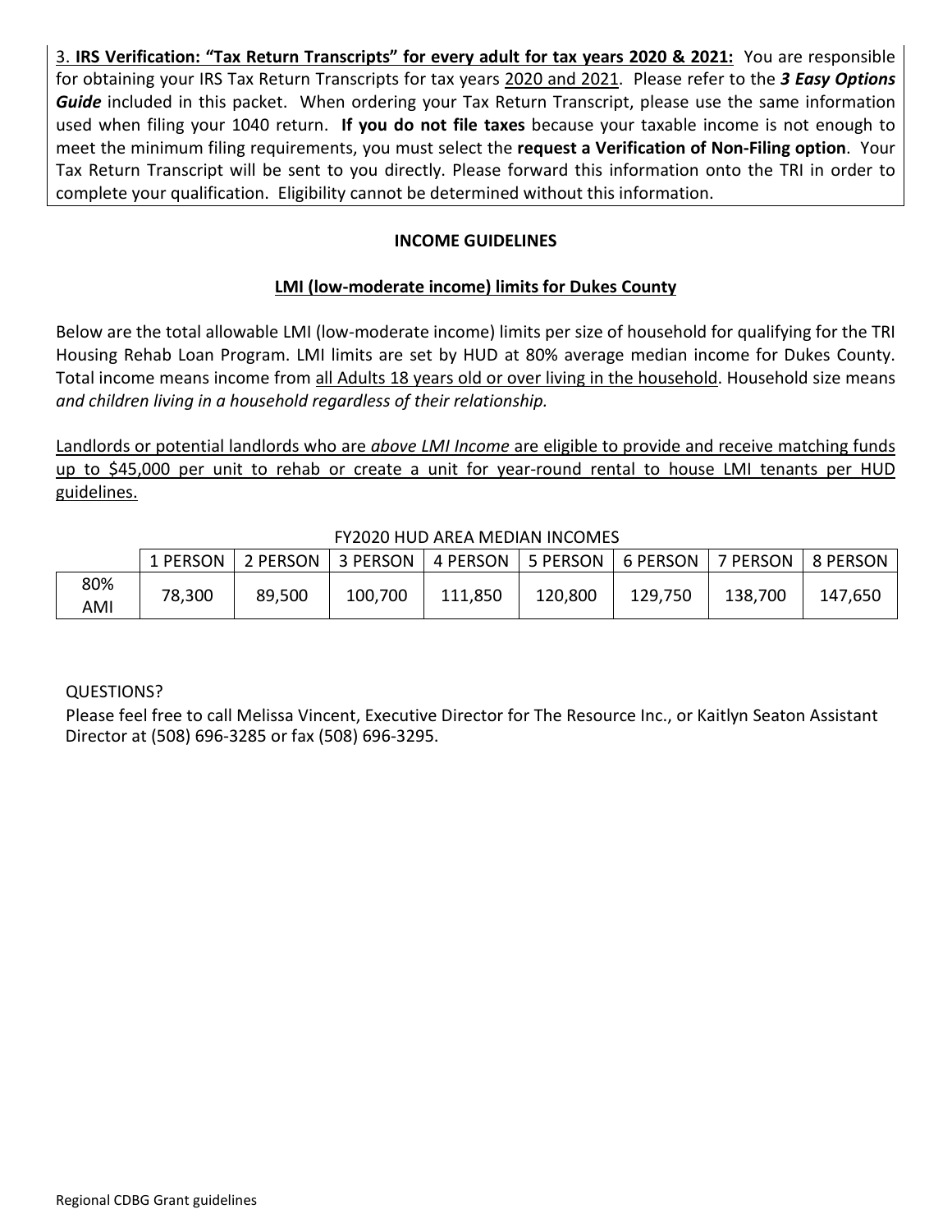3. **IRS Verification: <u>"Tax Return Transcripts" for every adult for tax years 2020 & 2021:</u>** You are responsible for obtaining your IRS Tax Return Transcripts for tax years <u>2020 and 2021</u>. Please refer to the ***3 Easy Options Guide*** included in this packet. When ordering your Tax Return Transcript, please use the same information used when filing your 1040 return. **If you do not file taxes** because your taxable income is not enough to meet the minimum filing requirements, you must select the **request a Verification of Non-Filing option**. Your Tax Return Transcript will be sent to you directly. Please forward this information onto the TRI in order to complete your qualification. Eligibility cannot be determined without this information.

**INCOME GUIDELINES**

**<u>LMI (low-moderate income) limits for Dukes County</u>**

Below are the total allowable LMI (low-moderate income) limits per size of household for qualifying for the TRI Housing Rehab Loan Program. LMI limits are set by HUD at 80% average median income for Dukes County. Total income means income from <u>all Adults 18 years old or over living in the household</u>. Household size means *and children living in a household regardless of their relationship.*

<u>Landlords or potential landlords who are *above LMI Income* are eligible to provide and receive matching funds up to $45,000 per unit to rehab or create a unit for year-round rental to house LMI tenants per HUD guidelines.</u>

FY2020 HUD AREA MEDIAN INCOMES

| | 1 PERSON | 2 PERSON | 3 PERSON | 4 PERSON | 5 PERSON | 6 PERSON | 7 PERSON | 8 PERSON |
|---|---|---|---|---|---|---|---|---|
| 80% AMI | 78,300 | 89,500 | 100,700 | 111,850 | 120,800 | 129,750 | 138,700 | 147,650 |

QUESTIONS?

Please feel free to call Melissa Vincent, Executive Director for The Resource Inc., or Kaitlyn Seaton Assistant Director at (508) 696-3285 or fax (508) 696-3295.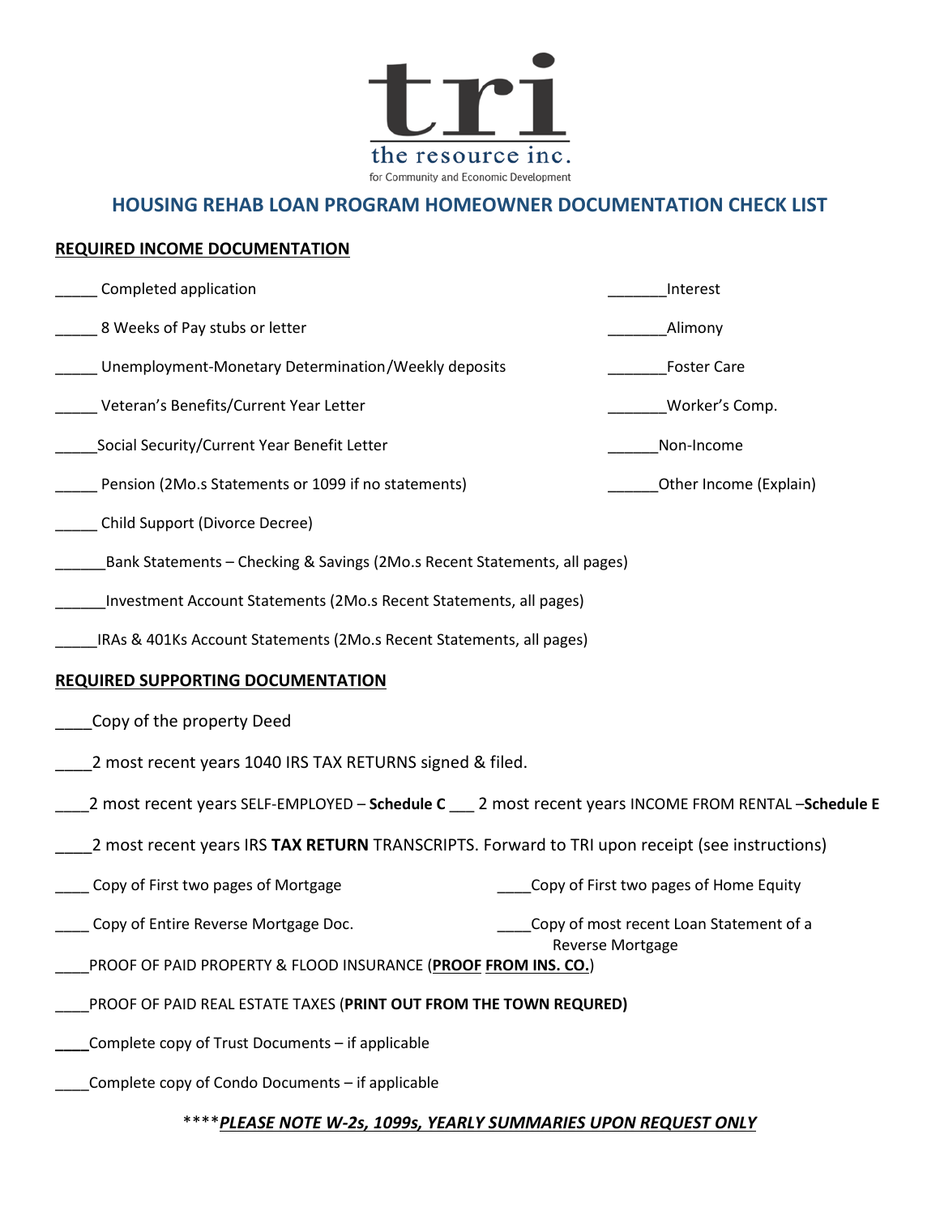tri

the resource inc.

for Community and Economic Development

## HOUSING REHAB LOAN PROGRAM HOMEOWNER DOCUMENTATION CHECK LIST

### REQUIRED INCOME DOCUMENTATION

_____ Completed application

_____ 8 Weeks of Pay stubs or letter

_____ Unemployment-Monetary Determination/Weekly deposits

_____ Veteran's Benefits/Current Year Letter

_____Social Security/Current Year Benefit Letter

_____ Pension (2Mo.s Statements or 1099 if no statements)

_____ Child Support (Divorce Decree)

______Bank Statements – Checking & Savings (2Mo.s Recent Statements, all pages)

______Investment Account Statements (2Mo.s Recent Statements, all pages)

_____IRAs & 401Ks Account Statements (2Mo.s Recent Statements, all pages)

_______Interest

_______Alimony

_______Foster Care

_______Worker's Comp.

______Non-Income

______Other Income (Explain)

### REQUIRED SUPPORTING DOCUMENTATION

____Copy of the property Deed

____2 most recent years 1040 IRS TAX RETURNS signed & filed.

____2 most recent years SELF-EMPLOYED – **Schedule C** ___ 2 most recent years INCOME FROM RENTAL –**Schedule E**

____2 most recent years IRS **TAX RETURN** TRANSCRIPTS. Forward to TRI upon receipt (see instructions)

____ Copy of First two pages of Mortgage

____Copy of First two pages of Home Equity

____ Copy of Entire Reverse Mortgage Doc.

____Copy of most recent Loan Statement of a Reverse Mortgage

____PROOF OF PAID PROPERTY & FLOOD INSURANCE (**PROOF FROM INS. CO.**)

____PROOF OF PAID REAL ESTATE TAXES (**PRINT OUT FROM THE TOWN REQURED)**

____Complete copy of Trust Documents – if applicable

____Complete copy of Condo Documents – if applicable

****_**PLEASE NOTE W-2s, 1099s, YEARLY SUMMARIES UPON REQUEST ONLY**_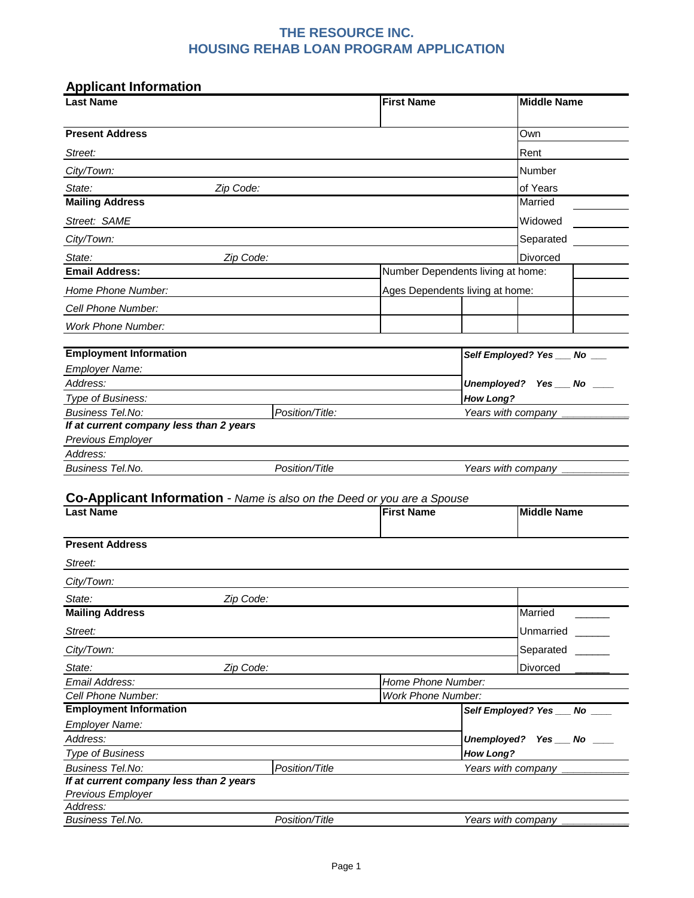# THE RESOURCE INC.
# HOUSING REHAB LOAN PROGRAM APPLICATION

## Applicant Information

| **Last Name** | **First Name** | **Middle Name** |
|---|---|---|
| | | |

| **Present Address** | |
|---|---|
| *Street:* | Own |
| *City/Town:* | Rent |
| *State:* *Zip Code:* | Number of Years |

| **Mailing Address** | |
|---|---|
| *Street:* SAME | Married |
| *City/Town:* | Widowed |
| *State:* *Zip Code:* | Separated |
| | Divorced |

| | | | | | |
|---|---|---|---|---|---|
| **Email Address:** | Number Dependents living at home: | | | | |
| *Home Phone Number:* | Ages Dependents living at home: | | | | |
| *Cell Phone Number:* | | | | | |
| *Work Phone Number:* | | | | | |

| **Employment Information** | | ***Self Employed? Yes ___ No ___*** |
|---|---|---|
| *Employer Name:* | | |
| *Address:* | | ***Unemployed? Yes ___ No ___*** |
| *Type of Business:* | | ***How Long?*** |
| *Business Tel.No:* | *Position/Title:* | *Years with company ___________* |
| ***If at current company less than 2 years*** | | |
| *Previous Employer* | | |
| *Address:* | | |
| *Business Tel.No.* | *Position/Title* | *Years with company ___________* |

## Co-Applicant Information - *Name is also on the Deed or you are a Spouse*

| **Last Name** | **First Name** | **Middle Name** |
|---|---|---|
| | | |

| **Present Address** | |
|---|---|
| *Street:* | |
| *City/Town:* | |
| *State:* *Zip Code:* | |

| **Mailing Address** | |
|---|---|
| *Street:* | Married ______ |
| *City/Town:* | Unmarried ______ |
| *State:* *Zip Code:* | Separated ______ |
| | Divorced ______ |

| | |
|---|---|
| *Email Address:* | *Home Phone Number:* |
| *Cell Phone Number:* | *Work Phone Number:* |

| **Employment Information** | | ***Self Employed? Yes ___ No ___*** |
|---|---|---|
| *Employer Name:* | | |
| *Address:* | | ***Unemployed? Yes ___ No ___*** |
| *Type of Business* | | ***How Long?*** |
| *Business Tel.No:* | *Position/Title* | *Years with company ___________* |
| ***If at current company less than 2 years*** | | |
| *Previous Employer* | | |
| *Address:* | | |
| *Business Tel.No.* | *Position/Title* | *Years with company ___________* |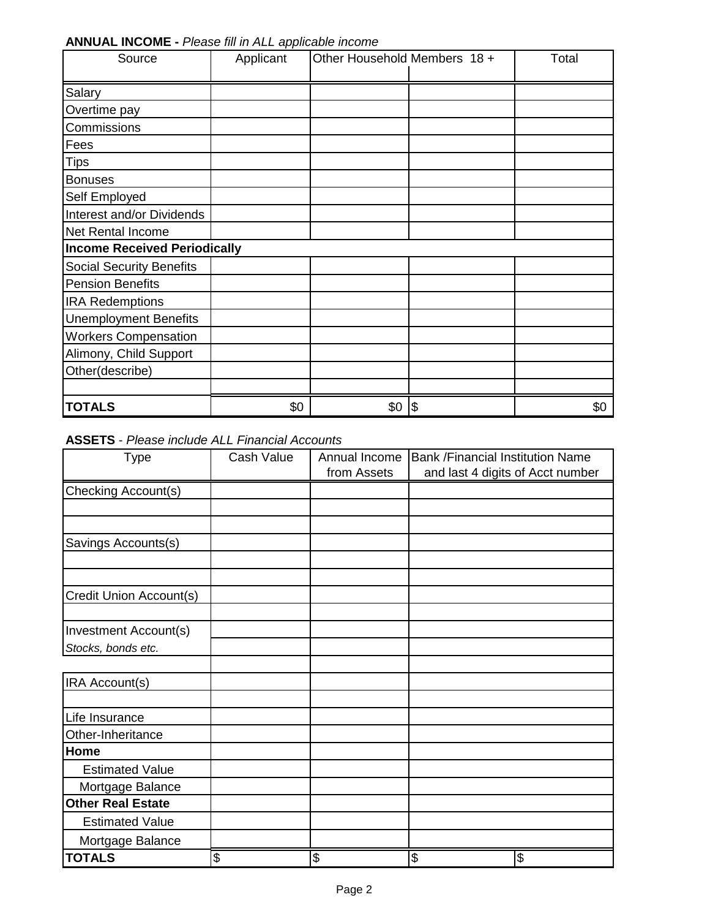**ANNUAL INCOME -** *Please fill in ALL applicable income*

| Source | Applicant | Other Household Members 18 + | | Total |
|---|---|---|---|---|
| Salary | | | | |
| Overtime pay | | | | |
| Commissions | | | | |
| Fees | | | | |
| Tips | | | | |
| Bonuses | | | | |
| Self Employed | | | | |
| Interest and/or Dividends | | | | |
| Net Rental Income | | | | |
| **Income Received Periodically** | | | | |
| Social Security Benefits | | | | |
| Pension Benefits | | | | |
| IRA Redemptions | | | | |
| Unemployment Benefits | | | | |
| Workers Compensation | | | | |
| Alimony, Child Support | | | | |
| Other(describe) | | | | |
| | | | | |
| **TOTALS** | $0 | $0 | $ | $0 |

**ASSETS** - *Please include ALL Financial Accounts*

| Type | Cash Value | Annual Income from Assets | Bank /Financial Institution Name and last 4 digits of Acct number | |
|---|---|---|---|---|
| Checking Account(s) | | | | |
| | | | | |
| | | | | |
| Savings Accounts(s) | | | | |
| | | | | |
| | | | | |
| Credit Union Account(s) | | | | |
| | | | | |
| Investment Account(s) | | | | |
| *Stocks, bonds etc.* | | | | |
| | | | | |
| IRA Account(s) | | | | |
| | | | | |
| Life Insurance | | | | |
| Other-Inheritance | | | | |
| **Home** | | | | |
| Estimated Value | | | | |
| Mortgage Balance | | | | |
| **Other Real Estate** | | | | |
| Estimated Value | | | | |
| Mortgage Balance | | | | |
| **TOTALS** | $ | $ | $ | $ |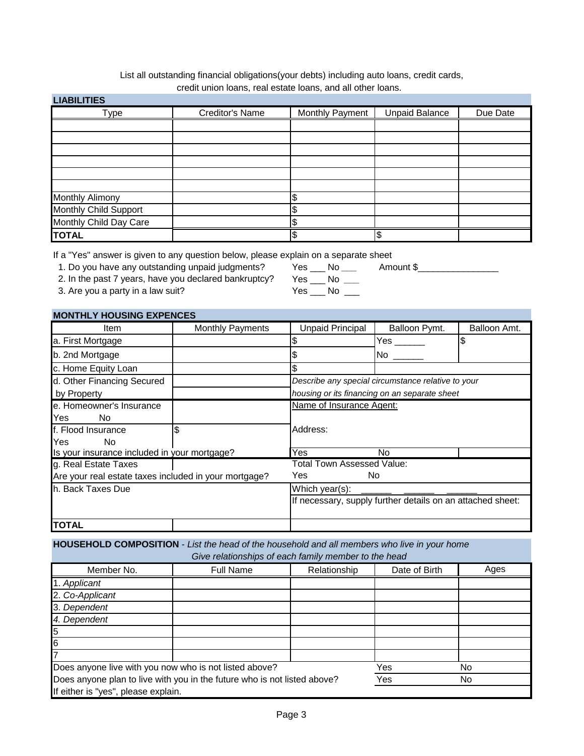List all outstanding financial obligations(your debts) including auto loans, credit cards, credit union loans, real estate loans, and all other loans.

**LIABILITIES**

| Type | Creditor's Name | Monthly Payment | Unpaid Balance | Due Date |
|---|---|---|---|---|
| | | | | |
| | | | | |
| | | | | |
| | | | | |
| | | | | |
| | | | | |
| Monthly Alimony | | $ | | |
| Monthly Child Support | | $ | | |
| Monthly Child Day Care | | $ | | |
| **TOTAL** | | $ | $ | |

If a "Yes" answer is given to any question below, please explain on a separate sheet

1. Do you have any outstanding unpaid judgments? Yes ___ No ___ Amount $________________
2. In the past 7 years, have you declared bankruptcy? Yes ___ No ___
3. Are you a party in a law suit? Yes ___ No ___

**MONTHLY HOUSING EXPENCES**

| Item | Monthly Payments | Unpaid Principal | Balloon Pymt. | Balloon Amt. |
|---|---|---|---|---|
| a. First Mortgage | | $ | Yes ______ | $ |
| b. 2nd Mortgage | | $ | No ______ | |
| c. Home Equity Loan | | $ | | |
| d. Other Financing Secured by Property | | *Describe any special circumstance relative to your housing or its financing on an separate sheet* | | |
| e. Homeowner's Insurance Yes No | | Name of Insurance Agent: | | |
| f. Flood Insurance Yes No | $ | Address: | | |
| Is your insurance included in your mortgage? | | Yes | No | |
| g. Real Estate Taxes | | Total Town Assessed Value: | | |
| Are your real estate taxes included in your mortgage? | | Yes | No | |
| h. Back Taxes Due | | Which year(s): ______ ______ ______ | | |
| | | If necessary, supply further details on an attached sheet: | | |
| **TOTAL** | | | | |

**HOUSEHOLD COMPOSITION** - *List the head of the household and all members who live in your home*
*Give relationships of each family member to the head*

| Member No. | Full Name | Relationship | Date of Birth | Ages |
|---|---|---|---|---|
| 1. *Applicant* | | | | |
| 2. *Co-Applicant* | | | | |
| 3. *Dependent* | | | | |
| *4. Dependent* | | | | |
| 5 | | | | |
| 6 | | | | |
| 7 | | | | |
| Does anyone live with you now who is not listed above? | | | Yes | No |
| Does anyone plan to live with you in the future who is not listed above? | | | Yes | No |
| If either is "yes", please explain. | | | | |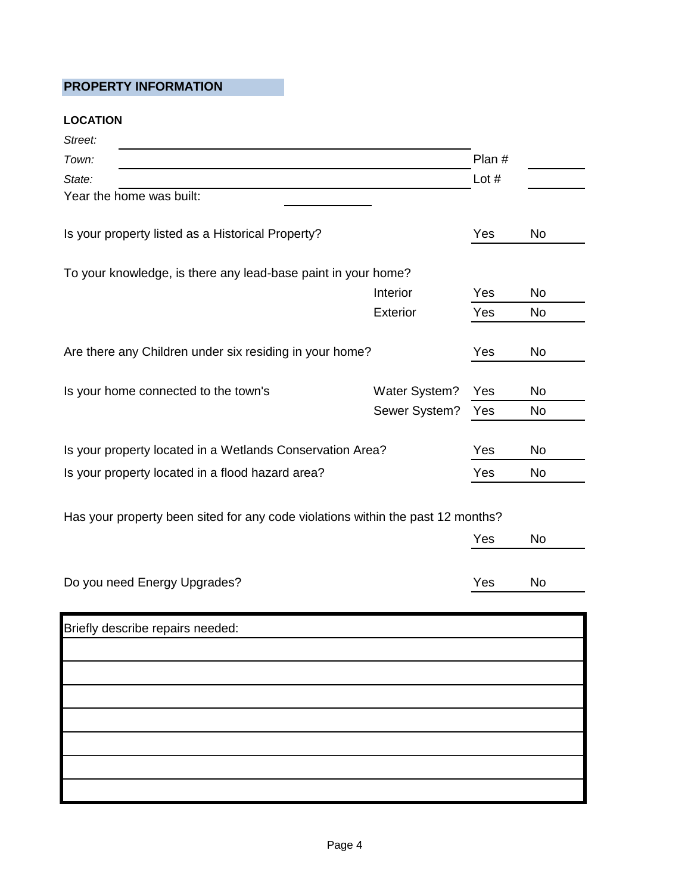## PROPERTY INFORMATION

**LOCATION**

*Street:* ______________________________

*Town:* ______________________________ Plan # __________

*State:* ______________________________ Lot # __________

Year the home was built: __________

Is your property listed as a Historical Property? Yes No

To your knowledge, is there any lead-base paint in your home?

| | | | |
|---|---|---|---|
| | Interior | Yes | No |
| | Exterior | Yes | No |

Are there any Children under six residing in your home? Yes No

| | | | |
|---|---|---|---|
| Is your home connected to the town's | Water System? | Yes | No |
| | Sewer System? | Yes | No |

Is your property located in a Wetlands Conservation Area? Yes No

Is your property located in a flood hazard area? Yes No

Has your property been sited for any code violations within the past 12 months?

Yes No

Do you need Energy Upgrades? Yes No

| Briefly describe repairs needed: |
|---|
| |
| |
| |
| |
| |
| |
| |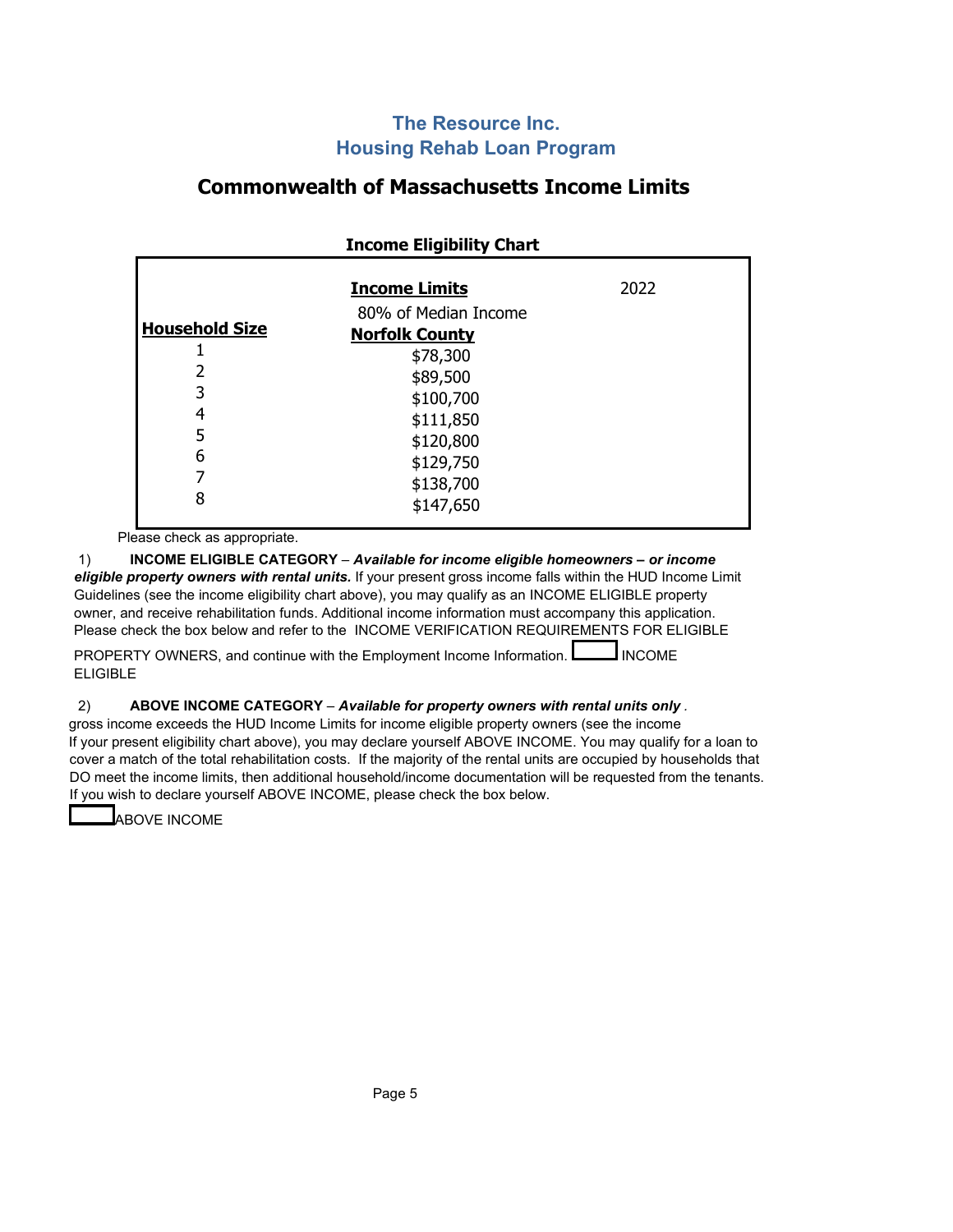## The Resource Inc.
## Housing Rehab Loan Program

# Commonwealth of Massachusetts Income Limits

**Income Eligibility Chart**

| **Household Size** | **Income Limits** 80% of Median Income **Norfolk County** | 2022 |
|---|---|---|
| 1 | $78,300 | |
| 2 | $89,500 | |
| 3 | $100,700 | |
| 4 | $111,850 | |
| 5 | $120,800 | |
| 6 | $129,750 | |
| 7 | $138,700 | |
| 8 | $147,650 | |

Please check as appropriate.

1) **INCOME ELIGIBLE CATEGORY** – ***Available for income eligible homeowners – or income eligible property owners with rental units.*** If your present gross income falls within the HUD Income Limit Guidelines (see the income eligibility chart above), you may qualify as an INCOME ELIGIBLE property owner, and receive rehabilitation funds. Additional income information must accompany this application. Please check the box below and refer to the INCOME VERIFICATION REQUIREMENTS FOR ELIGIBLE PROPERTY OWNERS, and continue with the Employment Income Information. ☐ INCOME ELIGIBLE

2) **ABOVE INCOME CATEGORY** – ***Available for property owners with rental units only*** . gross income exceeds the HUD Income Limits for income eligible property owners (see the income If your present eligibility chart above), you may declare yourself ABOVE INCOME. You may qualify for a loan to cover a match of the total rehabilitation costs. If the majority of the rental units are occupied by households that DO meet the income limits, then additional household/income documentation will be requested from the tenants. If you wish to declare yourself ABOVE INCOME, please check the box below.

☐ ABOVE INCOME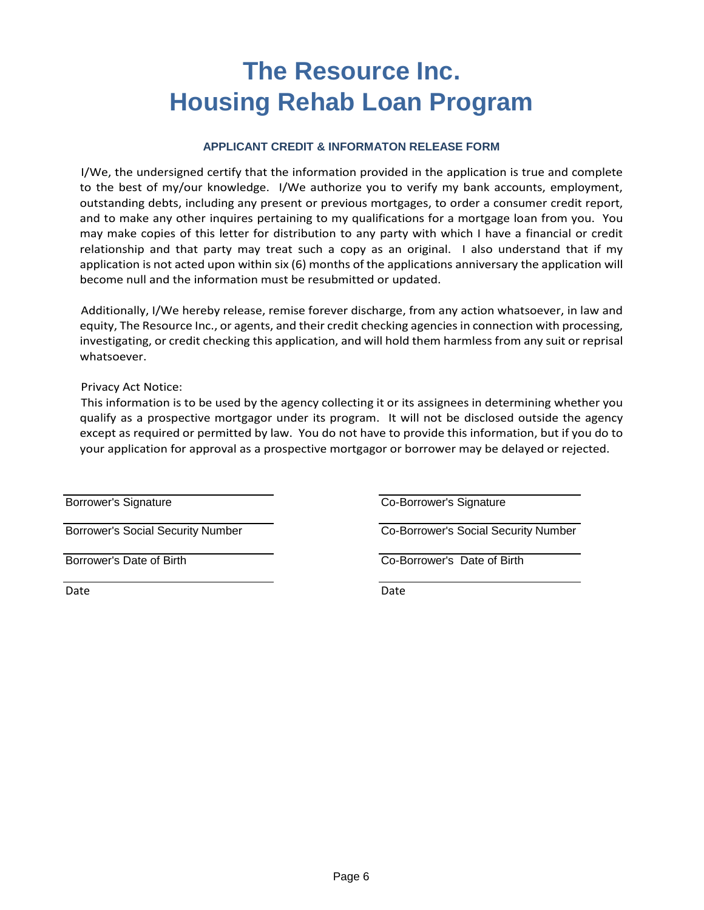# The Resource Inc.
# Housing Rehab Loan Program

### APPLICANT CREDIT & INFORMATON RELEASE FORM

I/We, the undersigned certify that the information provided in the application is true and complete to the best of my/our knowledge. I/We authorize you to verify my bank accounts, employment, outstanding debts, including any present or previous mortgages, to order a consumer credit report, and to make any other inquires pertaining to my qualifications for a mortgage loan from you. You may make copies of this letter for distribution to any party with which I have a financial or credit relationship and that party may treat such a copy as an original. I also understand that if my application is not acted upon within six (6) months of the applications anniversary the application will become null and the information must be resubmitted or updated.

Additionally, I/We hereby release, remise forever discharge, from any action whatsoever, in law and equity, The Resource Inc., or agents, and their credit checking agencies in connection with processing, investigating, or credit checking this application, and will hold them harmless from any suit or reprisal whatsoever.

Privacy Act Notice:
This information is to be used by the agency collecting it or its assignees in determining whether you qualify as a prospective mortgagor under its program. It will not be disclosed outside the agency except as required or permitted by law. You do not have to provide this information, but if you do to your application for approval as a prospective mortgagor or borrower may be delayed or rejected.

| | |
|---|---|
| Borrower's Signature | Co-Borrower's Signature |
| Borrower's Social Security Number | Co-Borrower's Social Security Number |
| Borrower's Date of Birth | Co-Borrower's Date of Birth |
| Date | Date |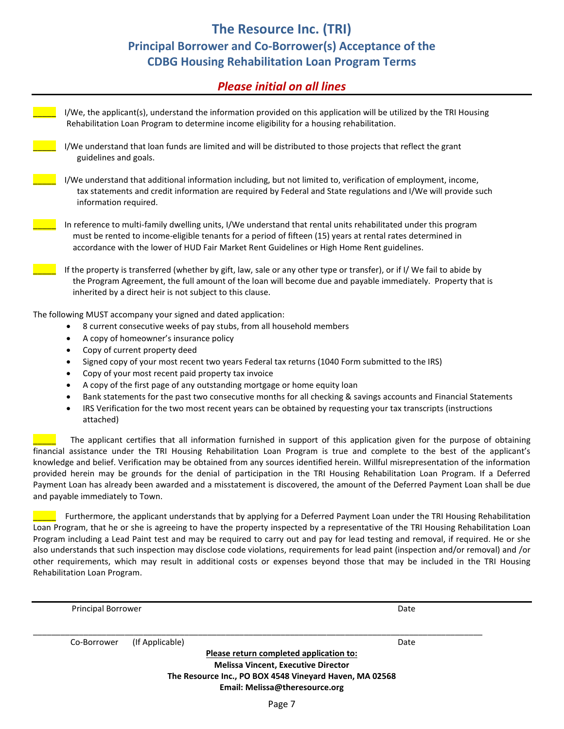# The Resource Inc. (TRI)

## Principal Borrower and Co-Borrower(s) Acceptance of the CDBG Housing Rehabilitation Loan Program Terms

### *Please initial on all lines*

_____ I/We, the applicant(s), understand the information provided on this application will be utilized by the TRI Housing Rehabilitation Loan Program to determine income eligibility for a housing rehabilitation.

_____ I/We understand that loan funds are limited and will be distributed to those projects that reflect the grant guidelines and goals.

_____ I/We understand that additional information including, but not limited to, verification of employment, income, tax statements and credit information are required by Federal and State regulations and I/We will provide such information required.

_____ In reference to multi-family dwelling units, I/We understand that rental units rehabilitated under this program must be rented to income-eligible tenants for a period of fifteen (15) years at rental rates determined in accordance with the lower of HUD Fair Market Rent Guidelines or High Home Rent guidelines.

_____ If the property is transferred (whether by gift, law, sale or any other type or transfer), or if I/ We fail to abide by the Program Agreement, the full amount of the loan will become due and payable immediately. Property that is inherited by a direct heir is not subject to this clause.

The following MUST accompany your signed and dated application:

- 8 current consecutive weeks of pay stubs, from all household members
- A copy of homeowner's insurance policy
- Copy of current property deed
- Signed copy of your most recent two years Federal tax returns (1040 Form submitted to the IRS)
- Copy of your most recent paid property tax invoice
- A copy of the first page of any outstanding mortgage or home equity loan
- Bank statements for the past two consecutive months for all checking & savings accounts and Financial Statements
- IRS Verification for the two most recent years can be obtained by requesting your tax transcripts (instructions attached)

_____ The applicant certifies that all information furnished in support of this application given for the purpose of obtaining financial assistance under the TRI Housing Rehabilitation Loan Program is true and complete to the best of the applicant's knowledge and belief. Verification may be obtained from any sources identified herein. Willful misrepresentation of the information provided herein may be grounds for the denial of participation in the TRI Housing Rehabilitation Loan Program. If a Deferred Payment Loan has already been awarded and a misstatement is discovered, the amount of the Deferred Payment Loan shall be due and payable immediately to Town.

_____ Furthermore, the applicant understands that by applying for a Deferred Payment Loan under the TRI Housing Rehabilitation Loan Program, that he or she is agreeing to have the property inspected by a representative of the TRI Housing Rehabilitation Loan Program including a Lead Paint test and may be required to carry out and pay for lead testing and removal, if required. He or she also understands that such inspection may disclose code violations, requirements for lead paint (inspection and/or removal) and /or other requirements, which may result in additional costs or expenses beyond those that may be included in the TRI Housing Rehabilitation Loan Program.

_______________________________________________________________________________

Principal Borrower                                                                                                    Date

_______________________________________________________________________________

Co-Borrower (If Applicable)                                                                                       Date

**Please return completed application to:**

**Melissa Vincent, Executive Director**

**The Resource Inc., PO BOX 4548 Vineyard Haven, MA 02568**

**Email: Melissa@theresource.org**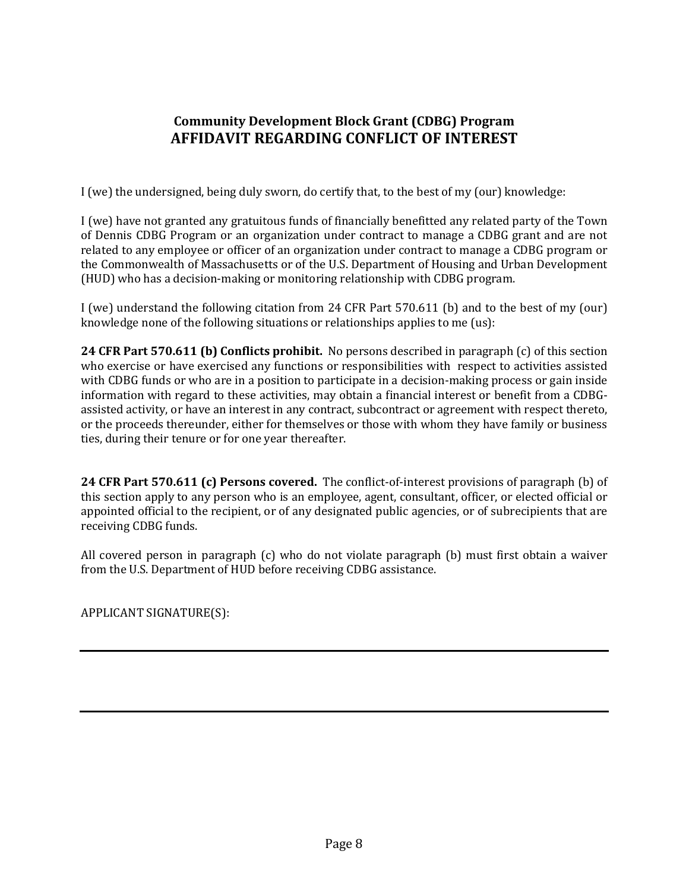## Community Development Block Grant (CDBG) Program
## AFFIDAVIT REGARDING CONFLICT OF INTEREST

I (we) the undersigned, being duly sworn, do certify that, to the best of my (our) knowledge:

I (we) have not granted any gratuitous funds of financially benefitted any related party of the Town of Dennis CDBG Program or an organization under contract to manage a CDBG grant and are not related to any employee or officer of an organization under contract to manage a CDBG program or the Commonwealth of Massachusetts or of the U.S. Department of Housing and Urban Development (HUD) who has a decision-making or monitoring relationship with CDBG program.

I (we) understand the following citation from 24 CFR Part 570.611 (b) and to the best of my (our) knowledge none of the following situations or relationships applies to me (us):

**24 CFR Part 570.611 (b) Conflicts prohibit.** No persons described in paragraph (c) of this section who exercise or have exercised any functions or responsibilities with respect to activities assisted with CDBG funds or who are in a position to participate in a decision-making process or gain inside information with regard to these activities, may obtain a financial interest or benefit from a CDBG-assisted activity, or have an interest in any contract, subcontract or agreement with respect thereto, or the proceeds thereunder, either for themselves or those with whom they have family or business ties, during their tenure or for one year thereafter.

**24 CFR Part 570.611 (c) Persons covered.** The conflict-of-interest provisions of paragraph (b) of this section apply to any person who is an employee, agent, consultant, officer, or elected official or appointed official to the recipient, or of any designated public agencies, or of subrecipients that are receiving CDBG funds.

All covered person in paragraph (c) who do not violate paragraph (b) must first obtain a waiver from the U.S. Department of HUD before receiving CDBG assistance.

APPLICANT SIGNATURE(S):

\_\_\_\_\_\_\_\_\_\_\_\_\_\_\_\_\_\_\_\_\_\_\_\_\_\_\_\_\_\_\_\_\_\_\_\_\_\_\_\_\_\_\_\_\_\_\_\_\_\_\_\_\_\_\_\_\_\_

\_\_\_\_\_\_\_\_\_\_\_\_\_\_\_\_\_\_\_\_\_\_\_\_\_\_\_\_\_\_\_\_\_\_\_\_\_\_\_\_\_\_\_\_\_\_\_\_\_\_\_\_\_\_\_\_\_\_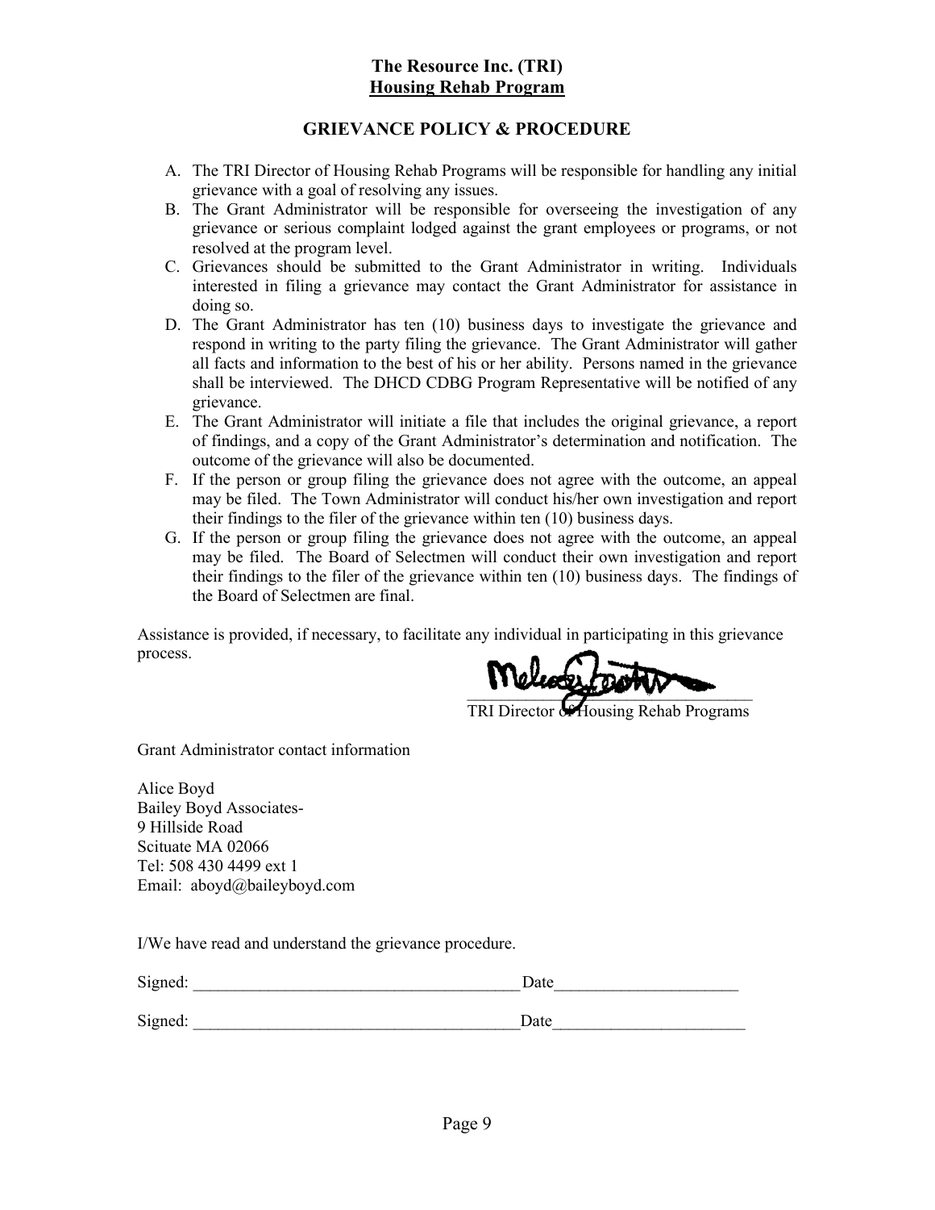**The Resource Inc. (TRI)**
**Housing Rehab Program**

## GRIEVANCE POLICY & PROCEDURE

A. The TRI Director of Housing Rehab Programs will be responsible for handling any initial grievance with a goal of resolving any issues.
B. The Grant Administrator will be responsible for overseeing the investigation of any grievance or serious complaint lodged against the grant employees or programs, or not resolved at the program level.
C. Grievances should be submitted to the Grant Administrator in writing. Individuals interested in filing a grievance may contact the Grant Administrator for assistance in doing so.
D. The Grant Administrator has ten (10) business days to investigate the grievance and respond in writing to the party filing the grievance. The Grant Administrator will gather all facts and information to the best of his or her ability. Persons named in the grievance shall be interviewed. The DHCD CDBG Program Representative will be notified of any grievance.
E. The Grant Administrator will initiate a file that includes the original grievance, a report of findings, and a copy of the Grant Administrator's determination and notification. The outcome of the grievance will also be documented.
F. If the person or group filing the grievance does not agree with the outcome, an appeal may be filed. The Town Administrator will conduct his/her own investigation and report their findings to the filer of the grievance within ten (10) business days.
G. If the person or group filing the grievance does not agree with the outcome, an appeal may be filed. The Board of Selectmen will conduct their own investigation and report their findings to the filer of the grievance within ten (10) business days. The findings of the Board of Selectmen are final.

Assistance is provided, if necessary, to facilitate any individual in participating in this grievance process.

_________________________________
TRI Director of Housing Rehab Programs

Grant Administrator contact information

Alice Boyd
Bailey Boyd Associates-
9 Hillside Road
Scituate MA 02066
Tel: 508 430 4499 ext 1
Email: aboyd@baileyboyd.com

I/We have read and understand the grievance procedure.

Signed: ______________________________________ Date_____________________

Signed: ______________________________________ Date______________________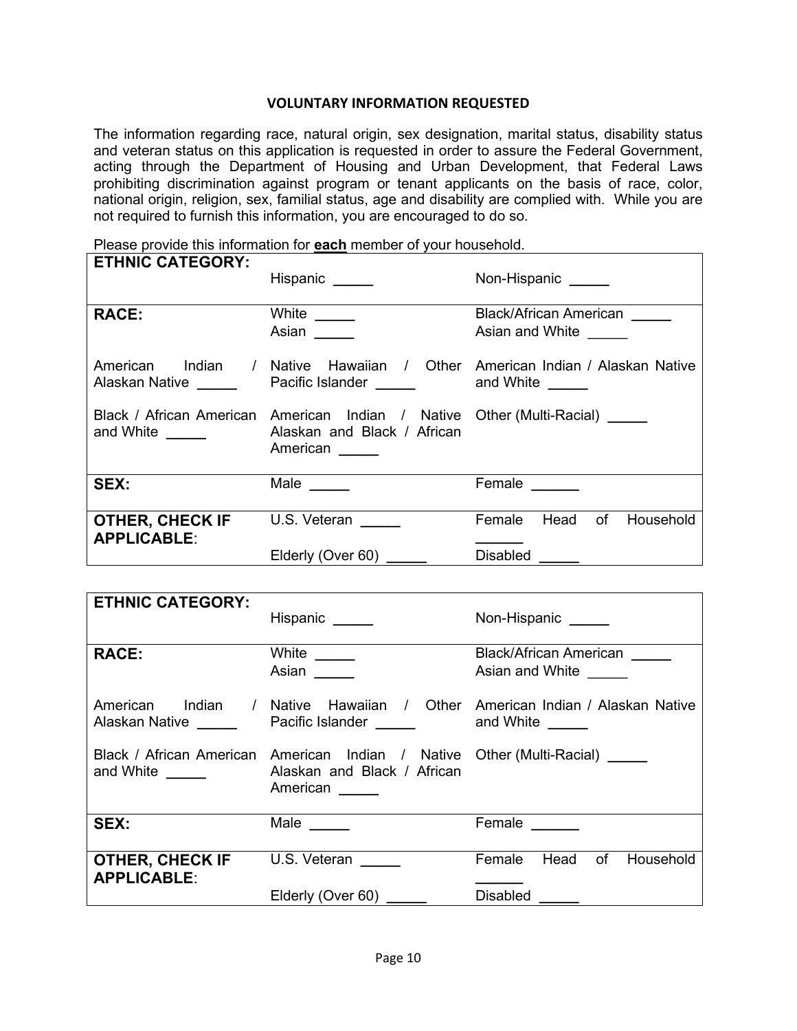**VOLUNTARY INFORMATION REQUESTED**

The information regarding race, natural origin, sex designation, marital status, disability status and veteran status on this application is requested in order to assure the Federal Government, acting through the Department of Housing and Urban Development, that Federal Laws prohibiting discrimination against program or tenant applicants on the basis of race, color, national origin, religion, sex, familial status, age and disability are complied with. While you are not required to furnish this information, you are encouraged to do so.

Please provide this information for **each** member of your household.

| | | |
|---|---|---|
| **ETHNIC CATEGORY:** | Hispanic _____ | Non-Hispanic _____ |
| **RACE:** | White _____<br>Asian _____ | Black/African American _____<br>Asian and White _____ |
| American Indian / Alaskan Native _____ | Native Hawaiian / Other Pacific Islander _____ | American Indian / Alaskan Native and White _____ |
| Black / African American and White _____ | American Indian / Native Alaskan and Black / African American _____ | Other (Multi-Racial) _____ |
| **SEX:** | Male _____ | Female ______ |
| **OTHER, CHECK IF APPLICABLE**: | U.S. Veteran _____<br>Elderly (Over 60) _____ | Female Head of Household ______<br>Disabled _____ |

| | | |
|---|---|---|
| **ETHNIC CATEGORY:** | Hispanic _____ | Non-Hispanic _____ |
| **RACE:** | White _____<br>Asian _____ | Black/African American _____<br>Asian and White _____ |
| American Indian / Alaskan Native _____ | Native Hawaiian / Other Pacific Islander _____ | American Indian / Alaskan Native and White _____ |
| Black / African American and White _____ | American Indian / Native Alaskan and Black / African American _____ | Other (Multi-Racial) _____ |
| **SEX:** | Male _____ | Female ______ |
| **OTHER, CHECK IF APPLICABLE**: | U.S. Veteran _____<br>Elderly (Over 60) _____ | Female Head of Household ______<br>Disabled _____ |